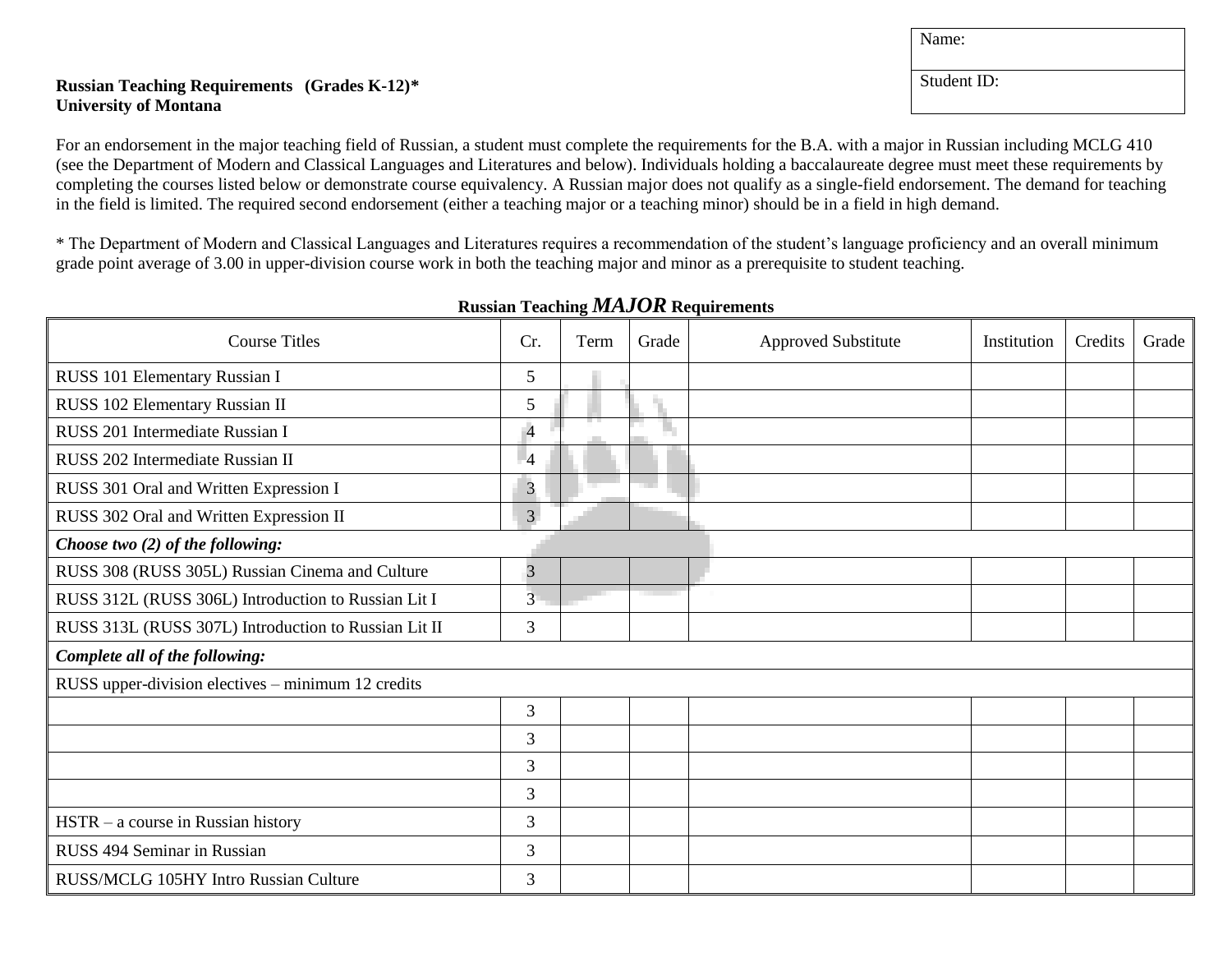| Name: |
|---|
| Student ID: |

**Russian Teaching Requirements (Grades K-12)***
**University of Montana**

For an endorsement in the major teaching field of Russian, a student must complete the requirements for the B.A. with a major in Russian including MCLG 410 (see the Department of Modern and Classical Languages and Literatures and below). Individuals holding a baccalaureate degree must meet these requirements by completing the courses listed below or demonstrate course equivalency. A Russian major does not qualify as a single-field endorsement. The demand for teaching in the field is limited. The required second endorsement (either a teaching major or a teaching minor) should be in a field in high demand.

* The Department of Modern and Classical Languages and Literatures requires a recommendation of the student's language proficiency and an overall minimum grade point average of 3.00 in upper-division course work in both the teaching major and minor as a prerequisite to student teaching.

**Russian Teaching *MAJOR* Requirements**

| Course Titles | Cr. | Term | Grade | Approved Substitute | Institution | Credits | Grade |
|---|---|---|---|---|---|---|---|
| RUSS 101 Elementary Russian I | 5 | | | | | | |
| RUSS 102 Elementary Russian II | 5 | | | | | | |
| RUSS 201 Intermediate Russian I | 4 | | | | | | |
| RUSS 202 Intermediate Russian II | 4 | | | | | | |
| RUSS 301 Oral and Written Expression I | 3 | | | | | | |
| RUSS 302 Oral and Written Expression II | 3 | | | | | | |
| ***Choose two (2) of the following:*** | | | | | | | |
| RUSS 308 (RUSS 305L) Russian Cinema and Culture | 3 | | | | | | |
| RUSS 312L (RUSS 306L) Introduction to Russian Lit I | 3 | | | | | | |
| RUSS 313L (RUSS 307L) Introduction to Russian Lit II | 3 | | | | | | |
| ***Complete all of the following:*** | | | | | | | |
| RUSS upper-division electives – minimum 12 credits | | | | | | | |
| | 3 | | | | | | |
| | 3 | | | | | | |
| | 3 | | | | | | |
| | 3 | | | | | | |
| HSTR – a course in Russian history | 3 | | | | | | |
| RUSS 494 Seminar in Russian | 3 | | | | | | |
| RUSS/MCLG 105HY Intro Russian Culture | 3 | | | | | | |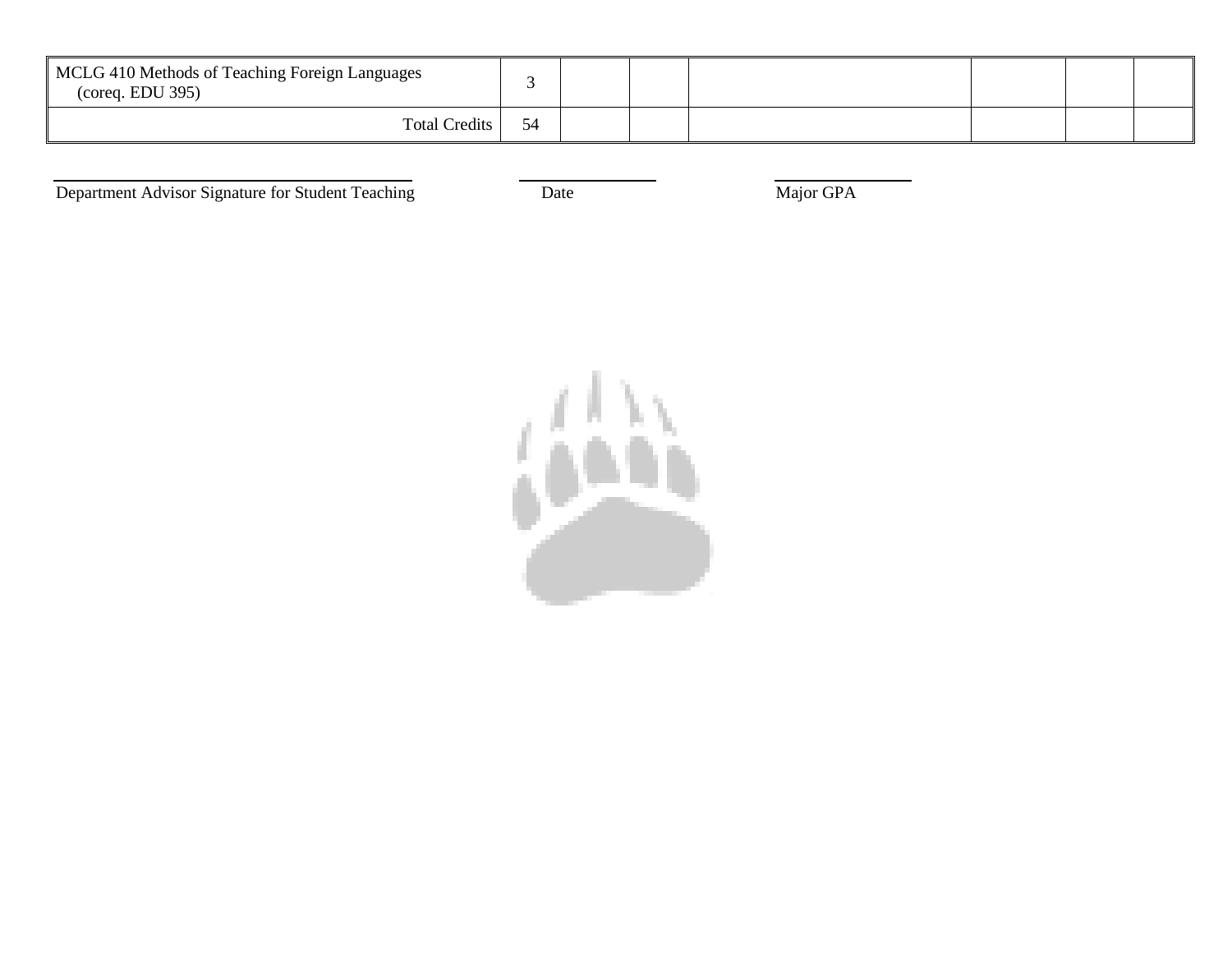| | | | | | | | |
|---|---|---|---|---|---|---|---|
| MCLG 410 Methods of Teaching Foreign Languages (coreq. EDU 395) | 3 | | | | | | |
| Total Credits | 54 | | | | | | |

Department Advisor Signature for Student Teaching ______________________

Date ______________

Major GPA ______________